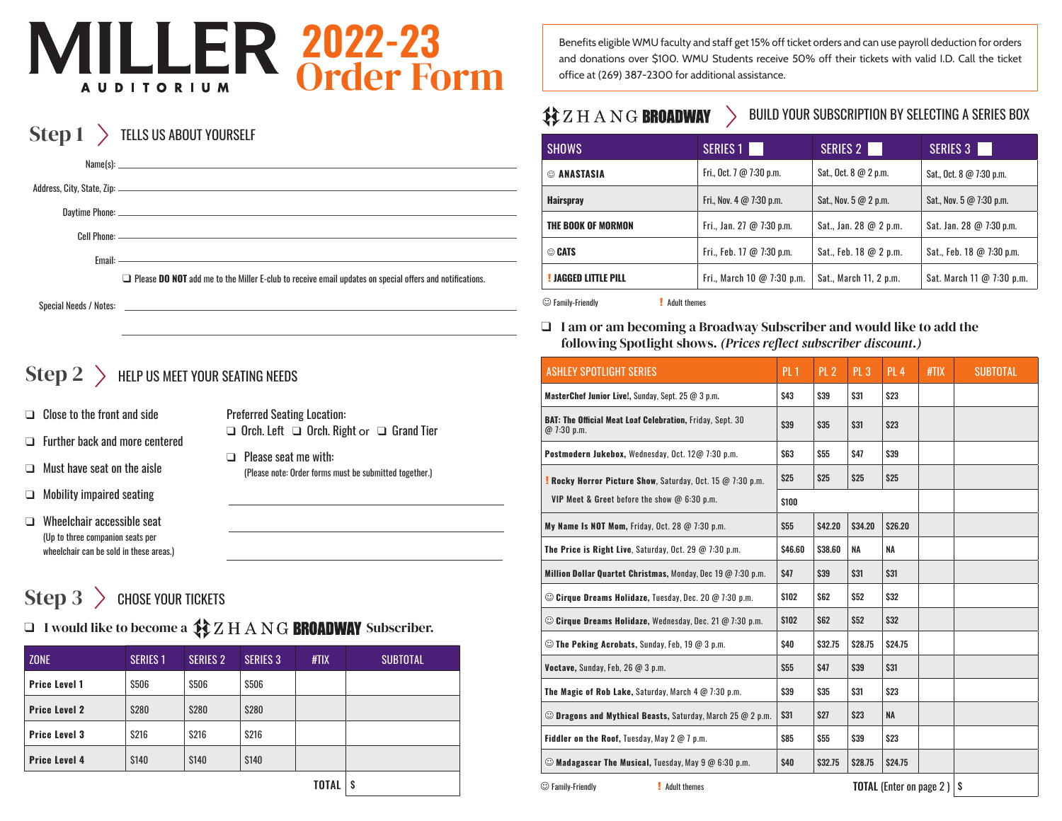# MILLER AUDITORIUM 2022-23 Order Form

Benefits eligible WMU faculty and staff get 15% off ticket orders and can use payroll deduction for orders and donations over $100. WMU Students receive 50% off their tickets with valid I.D. Call the ticket office at (269) 387-2300 for additional assistance.

## Step 1 > TELLS US ABOUT YOURSELF

Name(s): ____________________

Address, City, State, Zip: ____________________

Daytime Phone: ____________________

Cell Phone: ____________________

Email: ____________________

❑ Please **DO NOT** add me to the Miller E-club to receive email updates on special offers and notifications.

Special Needs / Notes: ____________________

## Step 2 > HELP US MEET YOUR SEATING NEEDS

- ❑ Close to the front and side
- ❑ Further back and more centered
- ❑ Must have seat on the aisle
- ❑ Mobility impaired seating
- ❑ Wheelchair accessible seat (Up to three companion seats per wheelchair can be sold in these areas.)

Preferred Seating Location:
❑ Orch. Left ❑ Orch. Right or ❑ Grand Tier

❑ Please seat me with:
(Please note: Order forms must be submitted together.)

____________________

## Step 3 > CHOSE YOUR TICKETS

❑ I would like to become a ZHANG BROADWAY Subscriber.

| ZONE | SERIES 1 | SERIES 2 | SERIES 3 | #TIX | SUBTOTAL |
|---|---|---|---|---|---|
| **Price Level 1** | $506 | $506 | $506 | | |
| **Price Level 2** | $280 | $280 | $280 | | |
| **Price Level 3** | $216 | $216 | $216 | | |
| **Price Level 4** | $140 | $140 | $140 | | |
| | | | | **TOTAL** | $ |

## ZHANG BROADWAY > BUILD YOUR SUBSCRIPTION BY SELECTING A SERIES BOX

| SHOWS | SERIES 1 ❑ | SERIES 2 ❑ | SERIES 3 ❑ |
|---|---|---|---|
| ☺ **ANASTASIA** | Fri., Oct. 7 @ 7:30 p.m. | Sat., Oct. 8 @ 2 p.m. | Sat., Oct. 8 @ 7:30 p.m. |
| **Hairspray** | Fri., Nov. 4 @ 7:30 p.m. | Sat., Nov. 5 @ 2 p.m. | Sat., Nov. 5 @ 7:30 p.m. |
| **THE BOOK OF MORMON** | Fri., Jan. 27 @ 7:30 p.m. | Sat., Jan. 28 @ 2 p.m. | Sat. Jan. 28 @ 7:30 p.m. |
| ☺ **CATS** | Fri., Feb. 17 @ 7:30 p.m. | Sat., Feb. 18 @ 2 p.m. | Sat., Feb. 18 @ 7:30 p.m. |
| **! JAGGED LITTLE PILL** | Fri., March 10 @ 7:30 p.m. | Sat., March 11, 2 p.m. | Sat. March 11 @ 7:30 p.m. |

☺ Family-Friendly ! Adult themes

❑ **I am or am becoming a Broadway Subscriber and would like to add the following Spotlight shows.** ***(Prices reflect subscriber discount.)***

| ASHLEY SPOTLIGHT SERIES | PL 1 | PL 2 | PL 3 | PL 4 | #TIX | SUBTOTAL |
|---|---|---|---|---|---|---|
| **MasterChef Junior Live!**, Sunday, Sept. 25 @ 3 p.m. | $43 | $39 | $31 | $23 | | |
| **BAT: The Official Meat Loaf Celebration**, Friday, Sept. 30 @ 7:30 p.m. | $39 | $35 | $31 | $23 | | |
| **Postmodern Jukebox**, Wednesday, Oct. 12@ 7:30 p.m. | $63 | $55 | $47 | $39 | | |
| **! Rocky Horror Picture Show**, Saturday, Oct. 15 @ 7:30 p.m. | $25 | $25 | $25 | $25 | | |
| VIP Meet & Greet before the show @ 6:30 p.m. | $100 | | | | | |
| **My Name Is NOT Mom**, Friday, Oct. 28 @ 7:30 p.m. | $55 | $42.20 | $34.20 | $26.20 | | |
| **The Price is Right Live**, Saturday, Oct. 29 @ 7:30 p.m. | $46.60 | $38.60 | NA | NA | | |
| **Million Dollar Quartet Christmas**, Monday, Dec 19 @ 7:30 p.m. | $47 | $39 | $31 | $31 | | |
| ☺ **Cirque Dreams Holidaze**, Tuesday, Dec. 20 @ 7:30 p.m. | $102 | $62 | $52 | $32 | | |
| ☺ **Cirque Dreams Holidaze**, Wednesday, Dec. 21 @ 7:30 p.m. | $102 | $62 | $52 | $32 | | |
| ☺ **The Peking Acrobats**, Sunday, Feb, 19 @ 3 p.m. | $40 | $32.75 | $28.75 | $24.75 | | |
| **Voctave**, Sunday, Feb, 26 @ 3 p.m. | $55 | $47 | $39 | $31 | | |
| **The Magic of Rob Lake**, Saturday, March 4 @ 7:30 p.m. | $39 | $35 | $31 | $23 | | |
| ☺ **Dragons and Mythical Beasts**, Saturday, March 25 @ 2 p.m. | $31 | $27 | $23 | NA | | |
| **Fiddler on the Roof**, Tuesday, May 2 @ 7 p.m. | $85 | $55 | $39 | $23 | | |
| ☺ **Madagascar The Musical**, Tuesday, May 9 @ 6:30 p.m. | $40 | $32.75 | $28.75 | $24.75 | | |
| | | | | | **TOTAL** (Enter on page 2 ) | $ |

☺ Family-Friendly ! Adult themes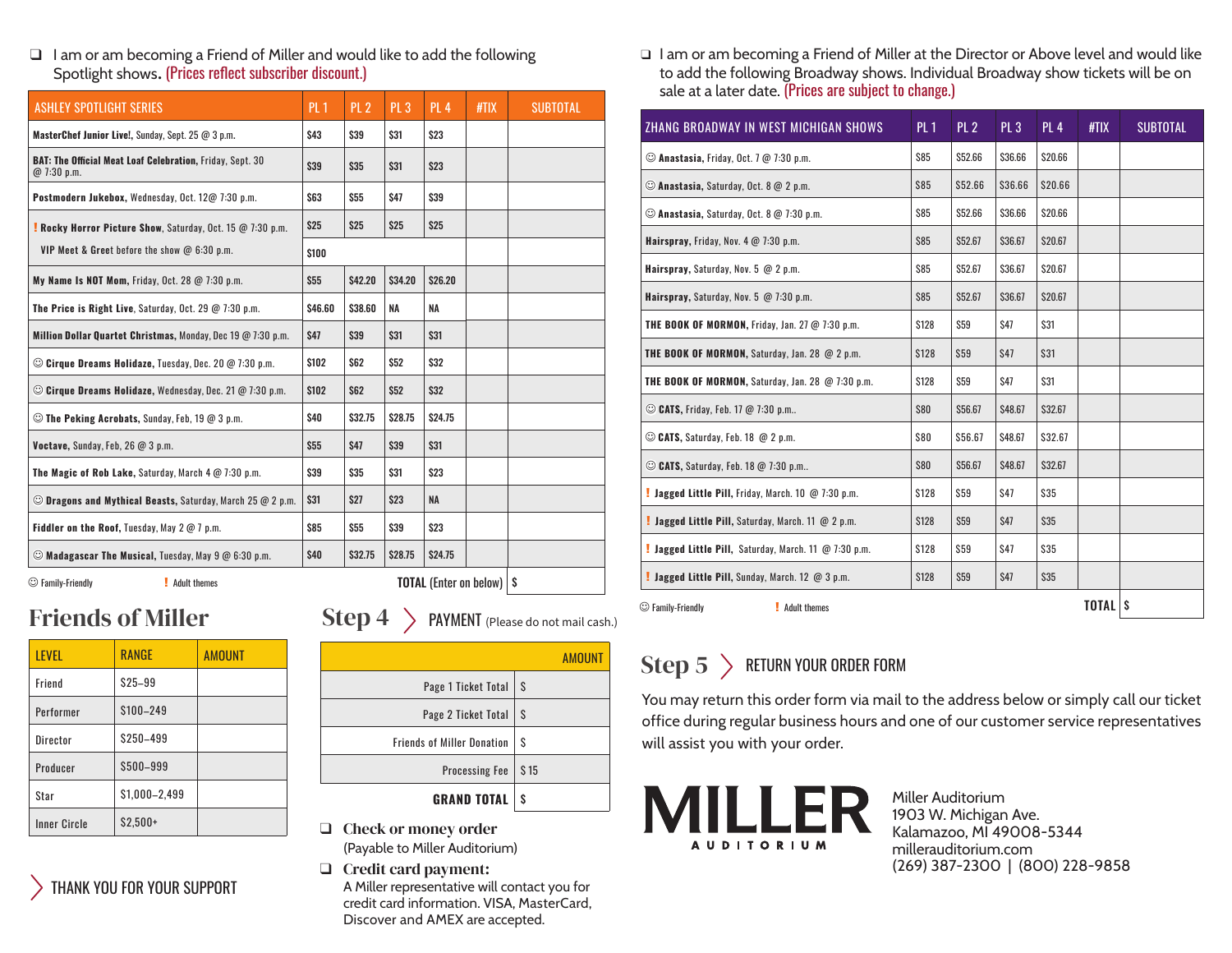❑ I am or am becoming a Friend of Miller and would like to add the following Spotlight shows. (Prices reflect subscriber discount.)

| ASHLEY SPOTLIGHT SERIES | PL 1 | PL 2 | PL 3 | PL 4 | #TIX | SUBTOTAL |
|---|---|---|---|---|---|---|
| **MasterChef Junior Live!**, Sunday, Sept. 25 @ 3 p.m. | $43 | $39 | $31 | $23 | | |
| **BAT: The Official Meat Loaf Celebration**, Friday, Sept. 30 @ 7:30 p.m. | $39 | $35 | $31 | $23 | | |
| **Postmodern Jukebox**, Wednesday, Oct. 12@ 7:30 p.m. | $63 | $55 | $47 | $39 | | |
| ! **Rocky Horror Picture Show**, Saturday, Oct. 15 @ 7:30 p.m. | $25 | $25 | $25 | $25 | | |
| VIP Meet & Greet before the show @ 6:30 p.m. | $100 | | | | | |
| **My Name Is NOT Mom**, Friday, Oct. 28 @ 7:30 p.m. | $55 | $42.20 | $34.20 | $26.20 | | |
| **The Price is Right Live**, Saturday, Oct. 29 @ 7:30 p.m. | $46.60 | $38.60 | NA | NA | | |
| **Million Dollar Quartet Christmas**, Monday, Dec 19 @ 7:30 p.m. | $47 | $39 | $31 | $31 | | |
| ☺ **Cirque Dreams Holidaze**, Tuesday, Dec. 20 @ 7:30 p.m. | $102 | $62 | $52 | $32 | | |
| ☺ **Cirque Dreams Holidaze**, Wednesday, Dec. 21 @ 7:30 p.m. | $102 | $62 | $52 | $32 | | |
| ☺ **The Peking Acrobats**, Sunday, Feb, 19 @ 3 p.m. | $40 | $32.75 | $28.75 | $24.75 | | |
| **Voctave**, Sunday, Feb, 26 @ 3 p.m. | $55 | $47 | $39 | $31 | | |
| **The Magic of Rob Lake**, Saturday, March 4 @ 7:30 p.m. | $39 | $35 | $31 | $23 | | |
| ☺ **Dragons and Mythical Beasts**, Saturday, March 25 @ 2 p.m. | $31 | $27 | $23 | NA | | |
| **Fiddler on the Roof**, Tuesday, May 2 @ 7 p.m. | $85 | $55 | $39 | $23 | | |
| ☺ **Madagascar The Musical**, Tuesday, May 9 @ 6:30 p.m. | $40 | $32.75 | $28.75 | $24.75 | | |
| | | | | | **TOTAL** (Enter on below) | $ |

☺ Family-Friendly ! Adult themes

## Friends of Miller

| LEVEL | RANGE | AMOUNT |
|---|---|---|
| Friend | $25–99 | |
| Performer | $100–249 | |
| Director | $250–499 | |
| Producer | $500–999 | |
| Star | $1,000–2,499 | |
| Inner Circle | $2,500+ | |

THANK YOU FOR YOUR SUPPORT

## Step 4 PAYMENT (Please do not mail cash.)

| | AMOUNT |
|---|---|
| Page 1 Ticket Total | $ |
| Page 2 Ticket Total | $ |
| Friends of Miller Donation | $ |
| Processing Fee | $ 15 |
| **GRAND TOTAL** | $ |

❑ **Check or money order**
(Payable to Miller Auditorium)

❑ **Credit card payment:**
A Miller representative will contact you for credit card information. VISA, MasterCard, Discover and AMEX are accepted.

❑ I am or am becoming a Friend of Miller at the Director or Above level and would like to add the following Broadway shows. Individual Broadway show tickets will be on sale at a later date. (Prices are subject to change.)

| ZHANG BROADWAY IN WEST MICHIGAN SHOWS | PL 1 | PL 2 | PL 3 | PL 4 | #TIX | SUBTOTAL |
|---|---|---|---|---|---|---|
| ☺ **Anastasia**, Friday, Oct. 7 @ 7:30 p.m. | $85 | $52.66 | $36.66 | $20.66 | | |
| ☺ **Anastasia**, Saturday, Oct. 8 @ 2 p.m. | $85 | $52.66 | $36.66 | $20.66 | | |
| ☺ **Anastasia**, Saturday, Oct. 8 @ 7:30 p.m. | $85 | $52.66 | $36.66 | $20.66 | | |
| **Hairspray**, Friday, Nov. 4 @ 7:30 p.m. | $85 | $52.67 | $36.67 | $20.67 | | |
| **Hairspray**, Saturday, Nov. 5 @ 2 p.m. | $85 | $52.67 | $36.67 | $20.67 | | |
| **Hairspray**, Saturday, Nov. 5 @ 7:30 p.m. | $85 | $52.67 | $36.67 | $20.67 | | |
| **THE BOOK OF MORMON**, Friday, Jan. 27 @ 7:30 p.m. | $128 | $59 | $47 | $31 | | |
| **THE BOOK OF MORMON**, Saturday, Jan. 28 @ 2 p.m. | $128 | $59 | $47 | $31 | | |
| **THE BOOK OF MORMON**, Saturday, Jan. 28 @ 7:30 p.m. | $128 | $59 | $47 | $31 | | |
| ☺ **CATS**, Friday, Feb. 17 @ 7:30 p.m.. | $80 | $56.67 | $48.67 | $32.67 | | |
| ☺ **CATS**, Saturday, Feb. 18 @ 2 p.m. | $80 | $56.67 | $48.67 | $32.67 | | |
| ☺ **CATS**, Saturday, Feb. 18 @ 7:30 p.m.. | $80 | $56.67 | $48.67 | $32.67 | | |
| ! **Jagged Little Pill**, Friday, March. 10 @ 7:30 p.m. | $128 | $59 | $47 | $35 | | |
| ! **Jagged Little Pill**, Saturday, March. 11 @ 2 p.m. | $128 | $59 | $47 | $35 | | |
| ! **Jagged Little Pill**, Saturday, March. 11 @ 7:30 p.m. | $128 | $59 | $47 | $35 | | |
| ! **Jagged Little Pill**, Sunday, March. 12 @ 3 p.m. | $128 | $59 | $47 | $35 | | |
| | | | | | **TOTAL** | $ |

☺ Family-Friendly ! Adult themes

## Step 5 RETURN YOUR ORDER FORM

You may return this order form via mail to the address below or simply call our ticket office during regular business hours and one of our customer service representatives will assist you with your order.

MILLER AUDITORIUM

Miller Auditorium
1903 W. Michigan Ave.
Kalamazoo, MI 49008-5344
millerauditorium.com
(269) 387-2300 | (800) 228-9858